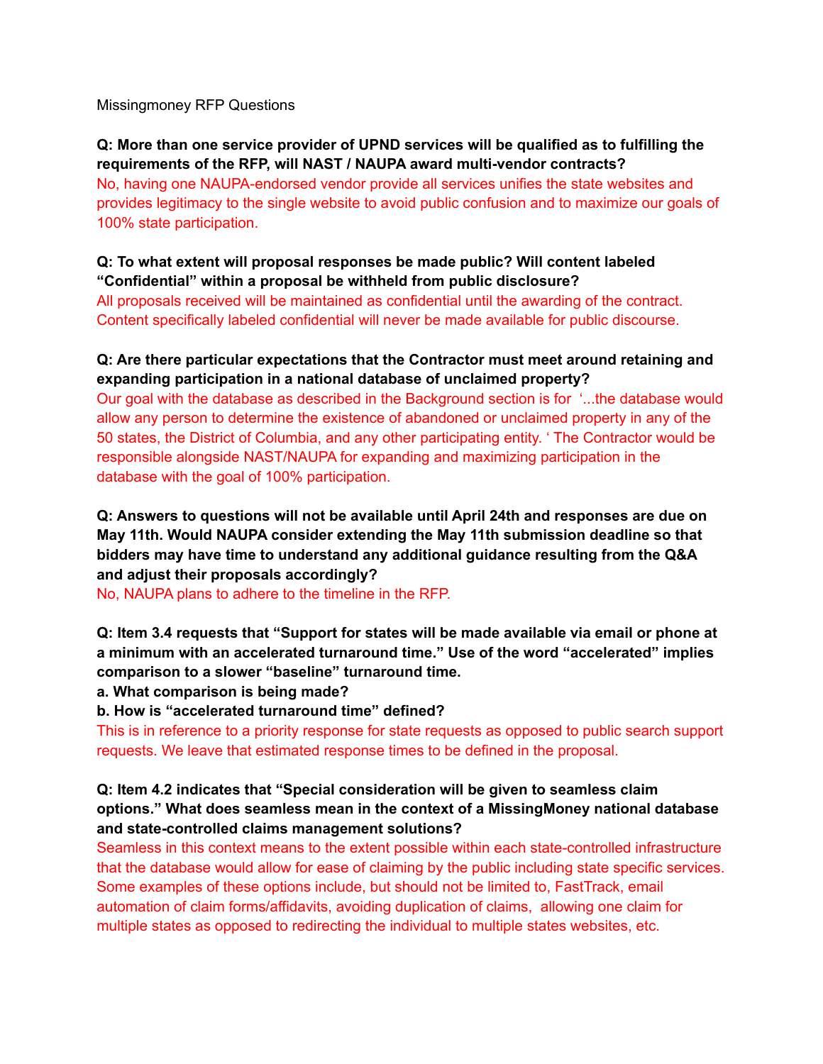Missingmoney RFP Questions

**Q: More than one service provider of UPND services will be qualified as to fulfilling the requirements of the RFP, will NAST / NAUPA award multi-vendor contracts?**

No, having one NAUPA-endorsed vendor provide all services unifies the state websites and provides legitimacy to the single website to avoid public confusion and to maximize our goals of 100% state participation.

**Q: To what extent will proposal responses be made public? Will content labeled "Confidential" within a proposal be withheld from public disclosure?**

All proposals received will be maintained as confidential until the awarding of the contract. Content specifically labeled confidential will never be made available for public discourse.

**Q: Are there particular expectations that the Contractor must meet around retaining and expanding participation in a national database of unclaimed property?**

Our goal with the database as described in the Background section is for '...the database would allow any person to determine the existence of abandoned or unclaimed property in any of the 50 states, the District of Columbia, and any other participating entity. ' The Contractor would be responsible alongside NAST/NAUPA for expanding and maximizing participation in the database with the goal of 100% participation.

**Q: Answers to questions will not be available until April 24th and responses are due on May 11th. Would NAUPA consider extending the May 11th submission deadline so that bidders may have time to understand any additional guidance resulting from the Q&A and adjust their proposals accordingly?**

No, NAUPA plans to adhere to the timeline in the RFP.

**Q: Item 3.4 requests that "Support for states will be made available via email or phone at a minimum with an accelerated turnaround time." Use of the word "accelerated" implies comparison to a slower "baseline" turnaround time.**

**a. What comparison is being made?**

**b. How is "accelerated turnaround time" defined?**

This is in reference to a priority response for state requests as opposed to public search support requests. We leave that estimated response times to be defined in the proposal.

**Q: Item 4.2 indicates that "Special consideration will be given to seamless claim options." What does seamless mean in the context of a MissingMoney national database and state-controlled claims management solutions?**

Seamless in this context means to the extent possible within each state-controlled infrastructure that the database would allow for ease of claiming by the public including state specific services. Some examples of these options include, but should not be limited to, FastTrack, email automation of claim forms/affidavits, avoiding duplication of claims, allowing one claim for multiple states as opposed to redirecting the individual to multiple states websites, etc.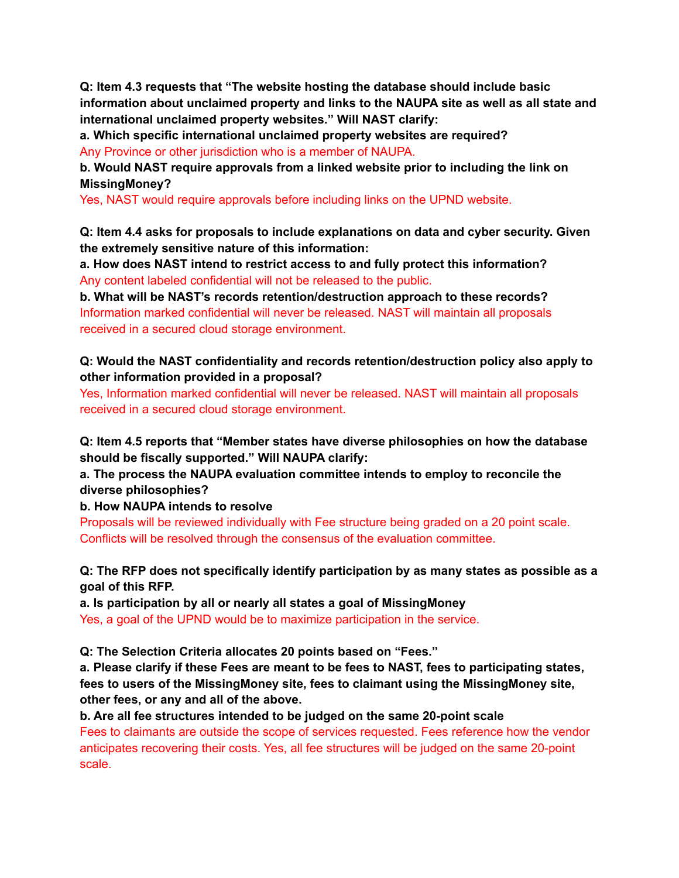**Q: Item 4.3 requests that "The website hosting the database should include basic information about unclaimed property and links to the NAUPA site as well as all state and international unclaimed property websites." Will NAST clarify:**

**a. Which specific international unclaimed property websites are required?**

Any Province or other jurisdiction who is a member of NAUPA.

**b. Would NAST require approvals from a linked website prior to including the link on MissingMoney?**

Yes, NAST would require approvals before including links on the UPND website.

**Q: Item 4.4 asks for proposals to include explanations on data and cyber security. Given the extremely sensitive nature of this information:**

**a. How does NAST intend to restrict access to and fully protect this information?**

Any content labeled confidential will not be released to the public.

**b. What will be NAST's records retention/destruction approach to these records?**

Information marked confidential will never be released. NAST will maintain all proposals received in a secured cloud storage environment.

**Q: Would the NAST confidentiality and records retention/destruction policy also apply to other information provided in a proposal?**

Yes, Information marked confidential will never be released. NAST will maintain all proposals received in a secured cloud storage environment.

**Q: Item 4.5 reports that "Member states have diverse philosophies on how the database should be fiscally supported." Will NAUPA clarify:**

**a. The process the NAUPA evaluation committee intends to employ to reconcile the diverse philosophies?**

**b. How NAUPA intends to resolve**

Proposals will be reviewed individually with Fee structure being graded on a 20 point scale. Conflicts will be resolved through the consensus of the evaluation committee.

**Q: The RFP does not specifically identify participation by as many states as possible as a goal of this RFP.**

**a. Is participation by all or nearly all states a goal of MissingMoney**

Yes, a goal of the UPND would be to maximize participation in the service.

**Q: The Selection Criteria allocates 20 points based on "Fees."**

**a. Please clarify if these Fees are meant to be fees to NAST, fees to participating states, fees to users of the MissingMoney site, fees to claimant using the MissingMoney site, other fees, or any and all of the above.**

**b. Are all fee structures intended to be judged on the same 20-point scale**

Fees to claimants are outside the scope of services requested. Fees reference how the vendor anticipates recovering their costs. Yes, all fee structures will be judged on the same 20-point scale.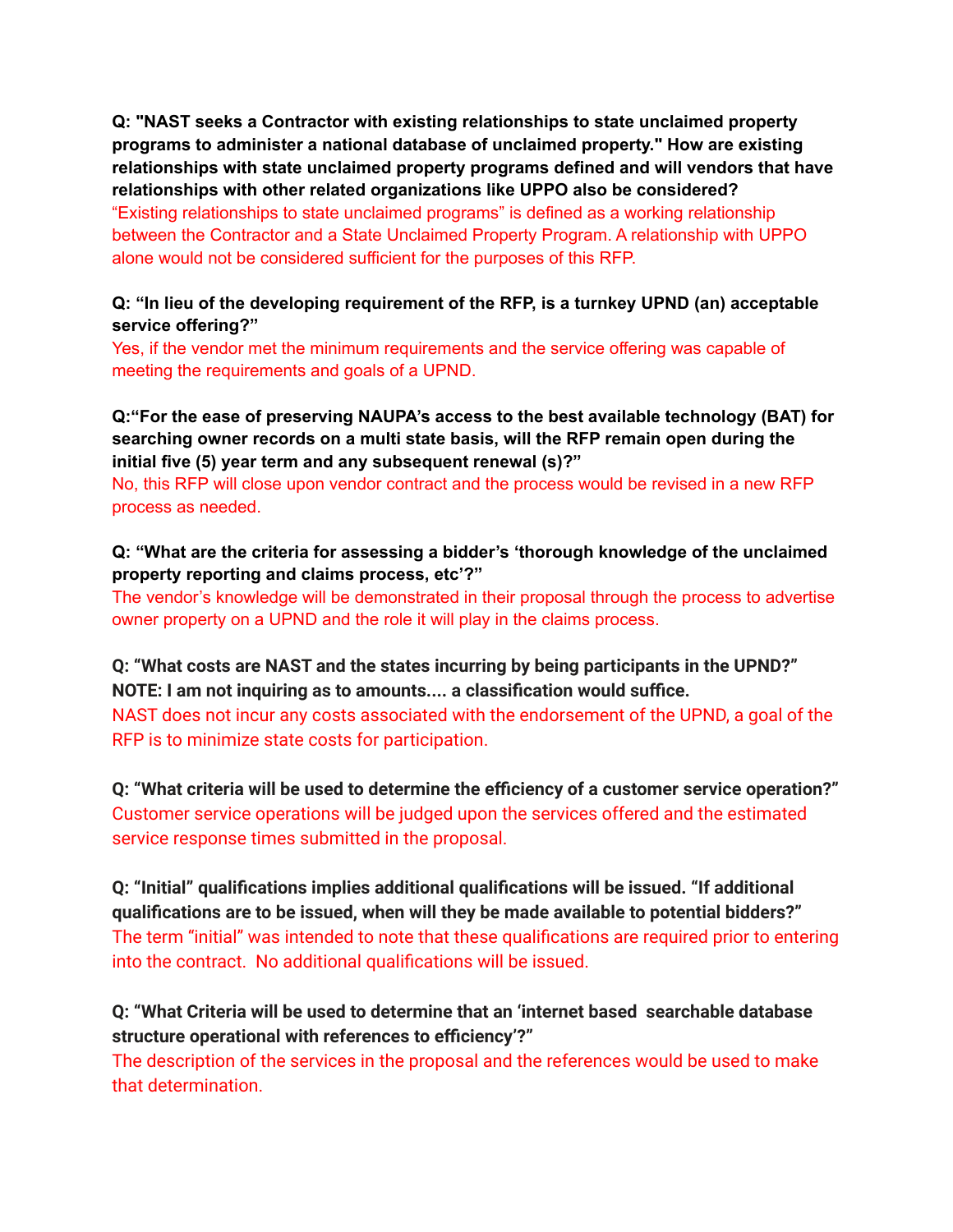**Q: "NAST seeks a Contractor with existing relationships to state unclaimed property programs to administer a national database of unclaimed property." How are existing relationships with state unclaimed property programs defined and will vendors that have relationships with other related organizations like UPPO also be considered?**

"Existing relationships to state unclaimed programs" is defined as a working relationship between the Contractor and a State Unclaimed Property Program. A relationship with UPPO alone would not be considered sufficient for the purposes of this RFP.

**Q: "In lieu of the developing requirement of the RFP, is a turnkey UPND (an) acceptable service offering?"**

Yes, if the vendor met the minimum requirements and the service offering was capable of meeting the requirements and goals of a UPND.

**Q:"For the ease of preserving NAUPA's access to the best available technology (BAT) for searching owner records on a multi state basis, will the RFP remain open during the initial five (5) year term and any subsequent renewal (s)?"**

No, this RFP will close upon vendor contract and the process would be revised in a new RFP process as needed.

**Q: "What are the criteria for assessing a bidder's 'thorough knowledge of the unclaimed property reporting and claims process, etc'?"**

The vendor's knowledge will be demonstrated in their proposal through the process to advertise owner property on a UPND and the role it will play in the claims process.

**Q: "What costs are NAST and the states incurring by being participants in the UPND?" NOTE: I am not inquiring as to amounts.... a classification would suffice.**

NAST does not incur any costs associated with the endorsement of the UPND, a goal of the RFP is to minimize state costs for participation.

**Q: "What criteria will be used to determine the efficiency of a customer service operation?"**

Customer service operations will be judged upon the services offered and the estimated service response times submitted in the proposal.

**Q: "Initial" qualifications implies additional qualifications will be issued. "If additional qualifications are to be issued, when will they be made available to potential bidders?"**

The term "initial" was intended to note that these qualifications are required prior to entering into the contract. No additional qualifications will be issued.

**Q: "What Criteria will be used to determine that an 'internet based searchable database structure operational with references to efficiency'?"**

The description of the services in the proposal and the references would be used to make that determination.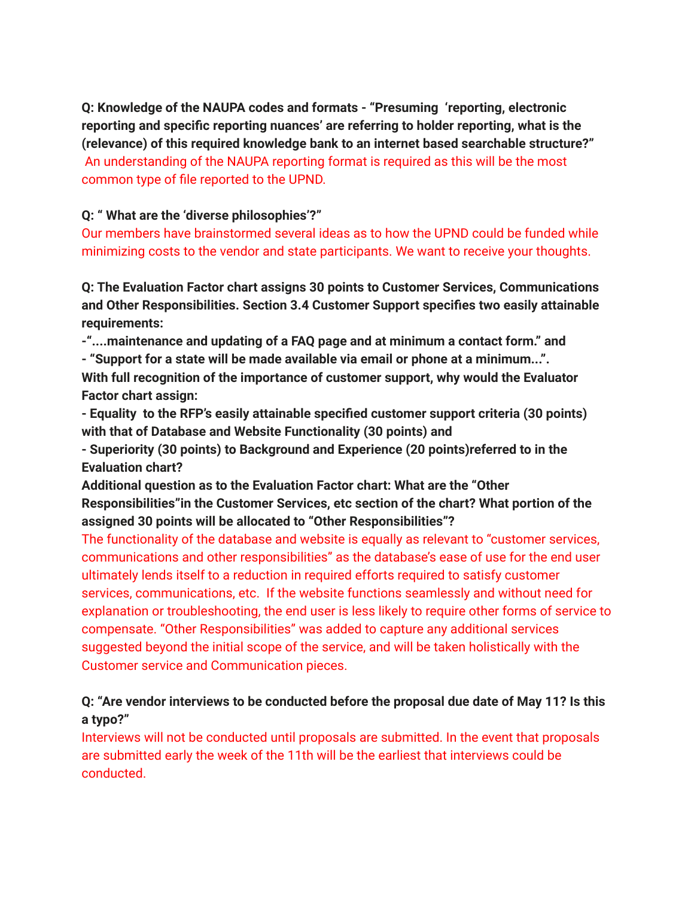**Q: Knowledge of the NAUPA codes and formats - "Presuming 'reporting, electronic reporting and specific reporting nuances' are referring to holder reporting, what is the (relevance) of this required knowledge bank to an internet based searchable structure?"**
An understanding of the NAUPA reporting format is required as this will be the most common type of file reported to the UPND.

**Q: " What are the 'diverse philosophies'?"**
Our members have brainstormed several ideas as to how the UPND could be funded while minimizing costs to the vendor and state participants. We want to receive your thoughts.

**Q: The Evaluation Factor chart assigns 30 points to Customer Services, Communications and Other Responsibilities. Section 3.4 Customer Support specifies two easily attainable requirements:**
**-"....maintenance and updating of a FAQ page and at minimum a contact form." and**
**- "Support for a state will be made available via email or phone at a minimum...".**
**With full recognition of the importance of customer support, why would the Evaluator Factor chart assign:**
**- Equality to the RFP's easily attainable specified customer support criteria (30 points) with that of Database and Website Functionality (30 points) and**
**- Superiority (30 points) to Background and Experience (20 points)referred to in the Evaluation chart?**
**Additional question as to the Evaluation Factor chart: What are the "Other Responsibilities"in the Customer Services, etc section of the chart? What portion of the assigned 30 points will be allocated to "Other Responsibilities"?**
The functionality of the database and website is equally as relevant to "customer services, communications and other responsibilities" as the database's ease of use for the end user ultimately lends itself to a reduction in required efforts required to satisfy customer services, communications, etc. If the website functions seamlessly and without need for explanation or troubleshooting, the end user is less likely to require other forms of service to compensate. "Other Responsibilities" was added to capture any additional services suggested beyond the initial scope of the service, and will be taken holistically with the Customer service and Communication pieces.

**Q: "Are vendor interviews to be conducted before the proposal due date of May 11? Is this a typo?"**
Interviews will not be conducted until proposals are submitted. In the event that proposals are submitted early the week of the 11th will be the earliest that interviews could be conducted.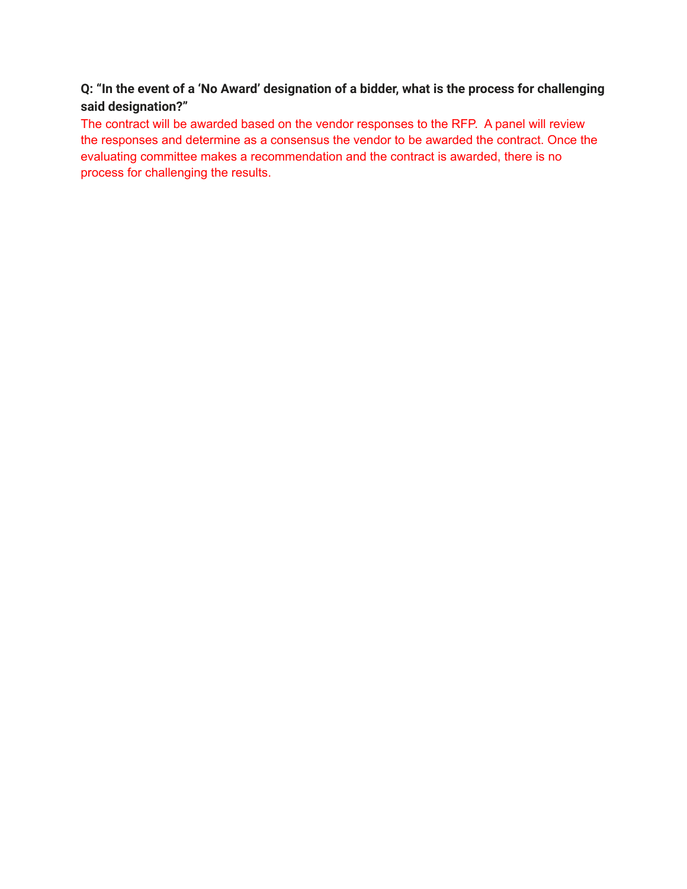**Q: “In the event of a ‘No Award’ designation of a bidder, what is the process for challenging said designation?”**

The contract will be awarded based on the vendor responses to the RFP. A panel will review the responses and determine as a consensus the vendor to be awarded the contract. Once the evaluating committee makes a recommendation and the contract is awarded, there is no process for challenging the results.